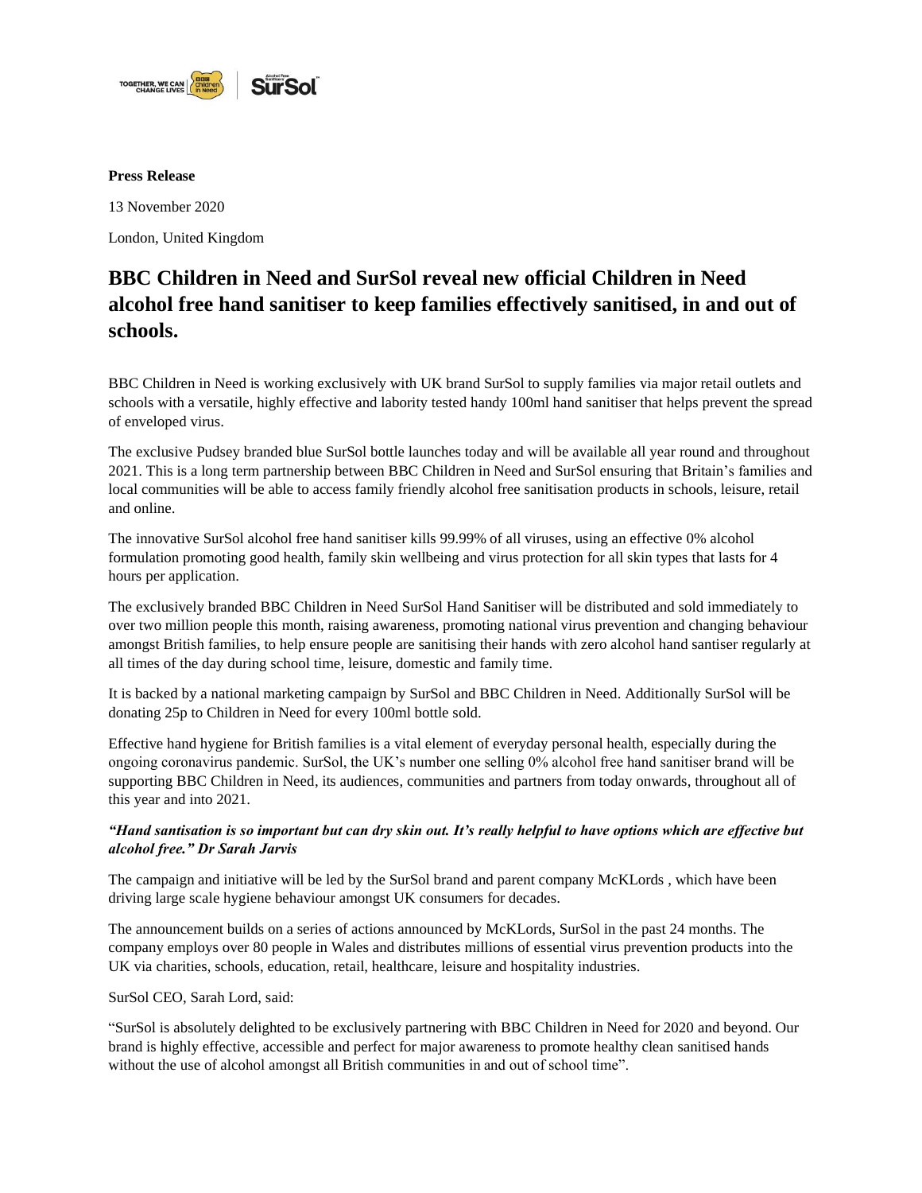**Press Release**

13 November 2020

London, United Kingdom

## BBC Children in Need and SurSol reveal new official Children in Need alcohol free hand sanitiser to keep families effectively sanitised, in and out of schools.

BBC Children in Need is working exclusively with UK brand SurSol to supply families via major retail outlets and schools with a versatile, highly effective and labority tested handy 100ml hand sanitiser that helps prevent the spread of enveloped virus.

The exclusive Pudsey branded blue SurSol bottle launches today and will be available all year round and throughout 2021. This is a long term partnership between BBC Children in Need and SurSol ensuring that Britain's families and local communities will be able to access family friendly alcohol free sanitisation products in schools, leisure, retail and online.

The innovative SurSol alcohol free hand sanitiser kills 99.99% of all viruses, using an effective 0% alcohol formulation promoting good health, family skin wellbeing and virus protection for all skin types that lasts for 4 hours per application.

The exclusively branded BBC Children in Need SurSol Hand Sanitiser will be distributed and sold immediately to over two million people this month, raising awareness, promoting national virus prevention and changing behaviour amongst British families, to help ensure people are sanitising their hands with zero alcohol hand santiser regularly at all times of the day during school time, leisure, domestic and family time.

It is backed by a national marketing campaign by SurSol and BBC Children in Need. Additionally SurSol will be donating 25p to Children in Need for every 100ml bottle sold.

Effective hand hygiene for British families is a vital element of everyday personal health, especially during the ongoing coronavirus pandemic. SurSol, the UK's number one selling 0% alcohol free hand sanitiser brand will be supporting BBC Children in Need, its audiences, communities and partners from today onwards, throughout all of this year and into 2021.

***"Hand santisation is so important but can dry skin out. It's really helpful to have options which are effective but alcohol free." Dr Sarah Jarvis***

The campaign and initiative will be led by the SurSol brand and parent company McKLords , which have been driving large scale hygiene behaviour amongst UK consumers for decades.

The announcement builds on a series of actions announced by McKLords, SurSol in the past 24 months. The company employs over 80 people in Wales and distributes millions of essential virus prevention products into the UK via charities, schools, education, retail, healthcare, leisure and hospitality industries.

SurSol CEO, Sarah Lord, said:

"SurSol is absolutely delighted to be exclusively partnering with BBC Children in Need for 2020 and beyond. Our brand is highly effective, accessible and perfect for major awareness to promote healthy clean sanitised hands without the use of alcohol amongst all British communities in and out of school time".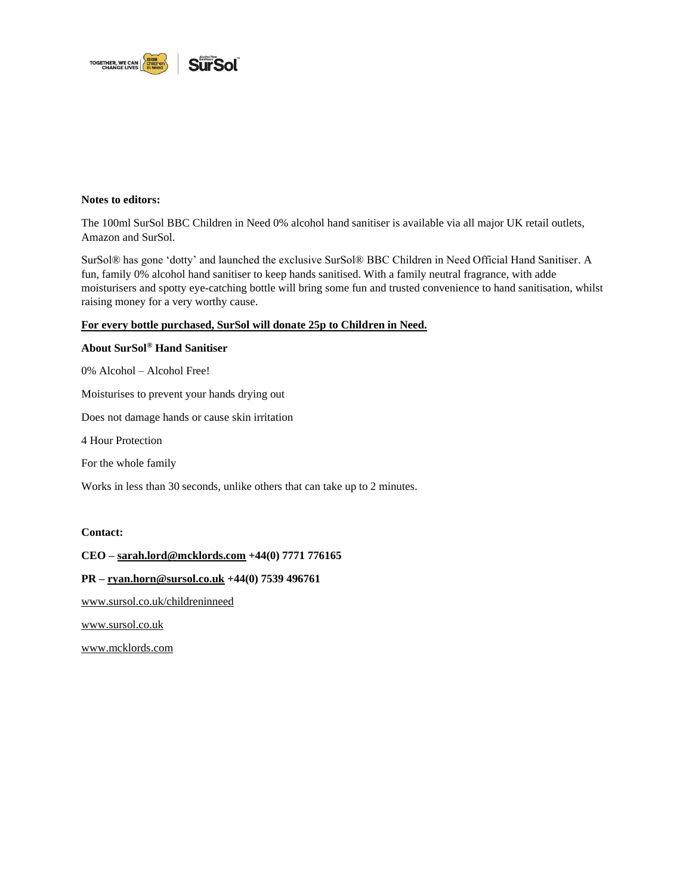**Notes to editors:**

The 100ml SurSol BBC Children in Need 0% alcohol hand sanitiser is available via all major UK retail outlets, Amazon and SurSol.

SurSol® has gone 'dotty' and launched the exclusive SurSol® BBC Children in Need Official Hand Sanitiser. A fun, family 0% alcohol hand sanitiser to keep hands sanitised. With a family neutral fragrance, with adde moisturisers and spotty eye-catching bottle will bring some fun and trusted convenience to hand sanitisation, whilst raising money for a very worthy cause.

**For every bottle purchased, SurSol will donate 25p to Children in Need.**

**About SurSol® Hand Sanitiser**

0% Alcohol – Alcohol Free!

Moisturises to prevent your hands drying out

Does not damage hands or cause skin irritation

4 Hour Protection

For the whole family

Works in less than 30 seconds, unlike others that can take up to 2 minutes.

**Contact:**

**CEO – sarah.lord@mcklords.com +44(0) 7771 776165**

**PR – ryan.horn@sursol.co.uk +44(0) 7539 496761**

www.sursol.co.uk/childreninneed

www.sursol.co.uk

www.mcklords.com